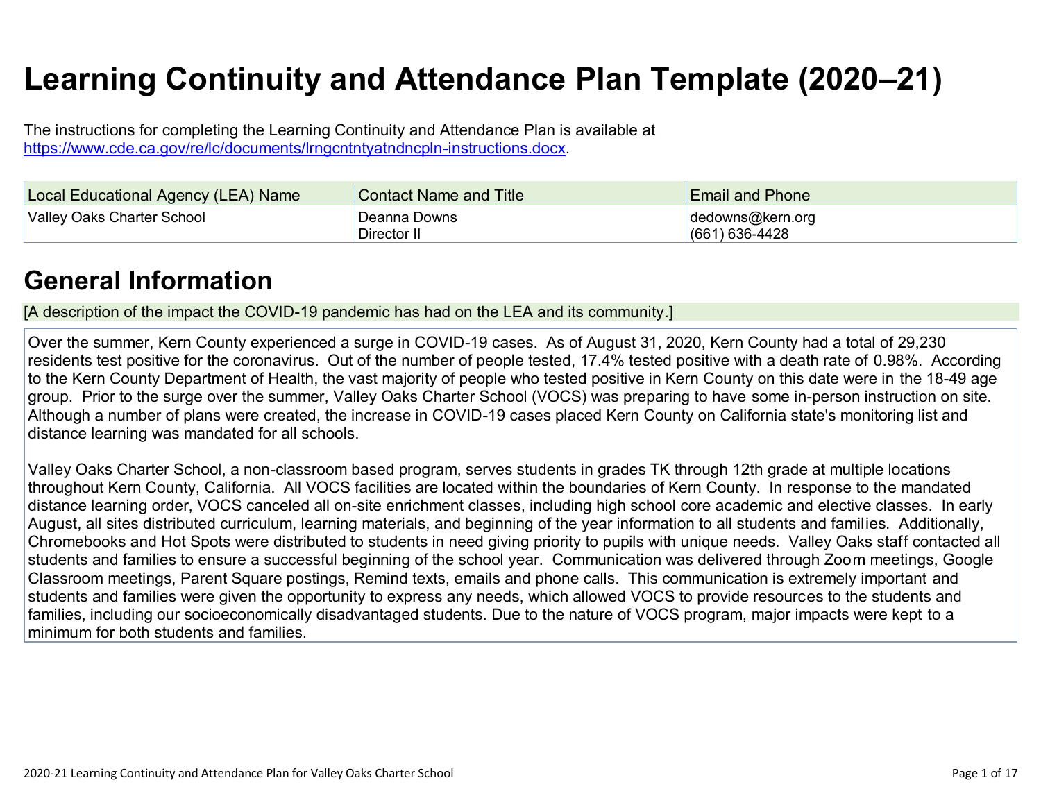# Learning Continuity and Attendance Plan Template (2020–21)

The instructions for completing the Learning Continuity and Attendance Plan is available at https://www.cde.ca.gov/re/lc/documents/lrngcntntyatndncpln-instructions.docx.

| Local Educational Agency (LEA) Name | Contact Name and Title | Email and Phone |
|---|---|---|
| Valley Oaks Charter School | Deanna Downs<br>Director II | dedowns@kern.org<br>(661) 636-4428 |

# General Information

[A description of the impact the COVID-19 pandemic has had on the LEA and its community.]

Over the summer, Kern County experienced a surge in COVID-19 cases. As of August 31, 2020, Kern County had a total of 29,230 residents test positive for the coronavirus. Out of the number of people tested, 17.4% tested positive with a death rate of 0.98%. According to the Kern County Department of Health, the vast majority of people who tested positive in Kern County on this date were in the 18-49 age group. Prior to the surge over the summer, Valley Oaks Charter School (VOCS) was preparing to have some in-person instruction on site. Although a number of plans were created, the increase in COVID-19 cases placed Kern County on California state's monitoring list and distance learning was mandated for all schools.

Valley Oaks Charter School, a non-classroom based program, serves students in grades TK through 12th grade at multiple locations throughout Kern County, California. All VOCS facilities are located within the boundaries of Kern County. In response to the mandated distance learning order, VOCS canceled all on-site enrichment classes, including high school core academic and elective classes. In early August, all sites distributed curriculum, learning materials, and beginning of the year information to all students and families. Additionally, Chromebooks and Hot Spots were distributed to students in need giving priority to pupils with unique needs. Valley Oaks staff contacted all students and families to ensure a successful beginning of the school year. Communication was delivered through Zoom meetings, Google Classroom meetings, Parent Square postings, Remind texts, emails and phone calls. This communication is extremely important and students and families were given the opportunity to express any needs, which allowed VOCS to provide resources to the students and families, including our socioeconomically disadvantaged students. Due to the nature of VOCS program, major impacts were kept to a minimum for both students and families.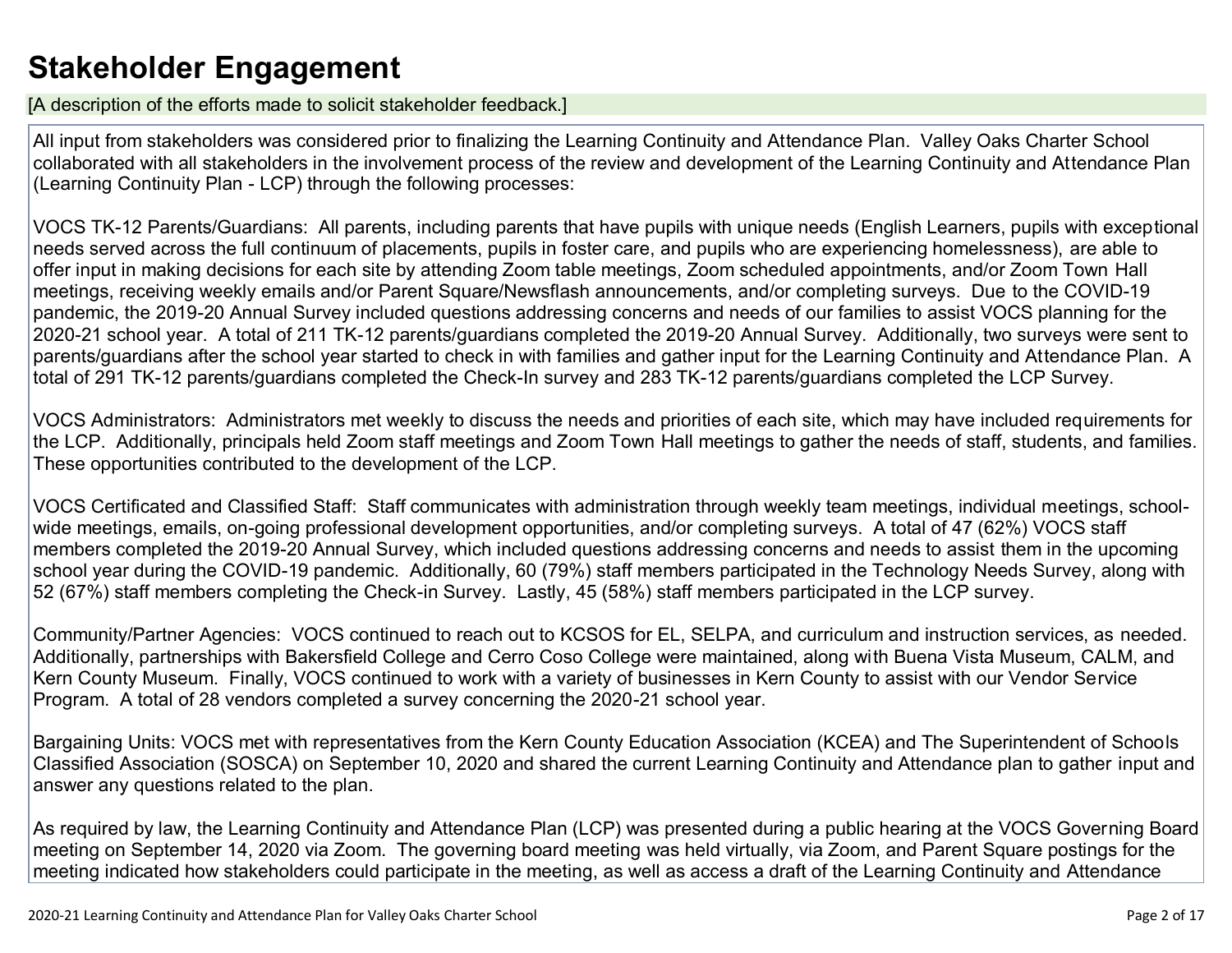# Stakeholder Engagement

[A description of the efforts made to solicit stakeholder feedback.]

All input from stakeholders was considered prior to finalizing the Learning Continuity and Attendance Plan. Valley Oaks Charter School collaborated with all stakeholders in the involvement process of the review and development of the Learning Continuity and Attendance Plan (Learning Continuity Plan - LCP) through the following processes:

VOCS TK-12 Parents/Guardians: All parents, including parents that have pupils with unique needs (English Learners, pupils with exceptional needs served across the full continuum of placements, pupils in foster care, and pupils who are experiencing homelessness), are able to offer input in making decisions for each site by attending Zoom table meetings, Zoom scheduled appointments, and/or Zoom Town Hall meetings, receiving weekly emails and/or Parent Square/Newsflash announcements, and/or completing surveys. Due to the COVID-19 pandemic, the 2019-20 Annual Survey included questions addressing concerns and needs of our families to assist VOCS planning for the 2020-21 school year. A total of 211 TK-12 parents/guardians completed the 2019-20 Annual Survey. Additionally, two surveys were sent to parents/guardians after the school year started to check in with families and gather input for the Learning Continuity and Attendance Plan. A total of 291 TK-12 parents/guardians completed the Check-In survey and 283 TK-12 parents/guardians completed the LCP Survey.

VOCS Administrators: Administrators met weekly to discuss the needs and priorities of each site, which may have included requirements for the LCP. Additionally, principals held Zoom staff meetings and Zoom Town Hall meetings to gather the needs of staff, students, and families. These opportunities contributed to the development of the LCP.

VOCS Certificated and Classified Staff: Staff communicates with administration through weekly team meetings, individual meetings, school-wide meetings, emails, on-going professional development opportunities, and/or completing surveys. A total of 47 (62%) VOCS staff members completed the 2019-20 Annual Survey, which included questions addressing concerns and needs to assist them in the upcoming school year during the COVID-19 pandemic. Additionally, 60 (79%) staff members participated in the Technology Needs Survey, along with 52 (67%) staff members completing the Check-in Survey. Lastly, 45 (58%) staff members participated in the LCP survey.

Community/Partner Agencies: VOCS continued to reach out to KCSOS for EL, SELPA, and curriculum and instruction services, as needed. Additionally, partnerships with Bakersfield College and Cerro Coso College were maintained, along with Buena Vista Museum, CALM, and Kern County Museum. Finally, VOCS continued to work with a variety of businesses in Kern County to assist with our Vendor Service Program. A total of 28 vendors completed a survey concerning the 2020-21 school year.

Bargaining Units: VOCS met with representatives from the Kern County Education Association (KCEA) and The Superintendent of Schools Classified Association (SOSCA) on September 10, 2020 and shared the current Learning Continuity and Attendance plan to gather input and answer any questions related to the plan.

As required by law, the Learning Continuity and Attendance Plan (LCP) was presented during a public hearing at the VOCS Governing Board meeting on September 14, 2020 via Zoom. The governing board meeting was held virtually, via Zoom, and Parent Square postings for the meeting indicated how stakeholders could participate in the meeting, as well as access a draft of the Learning Continuity and Attendance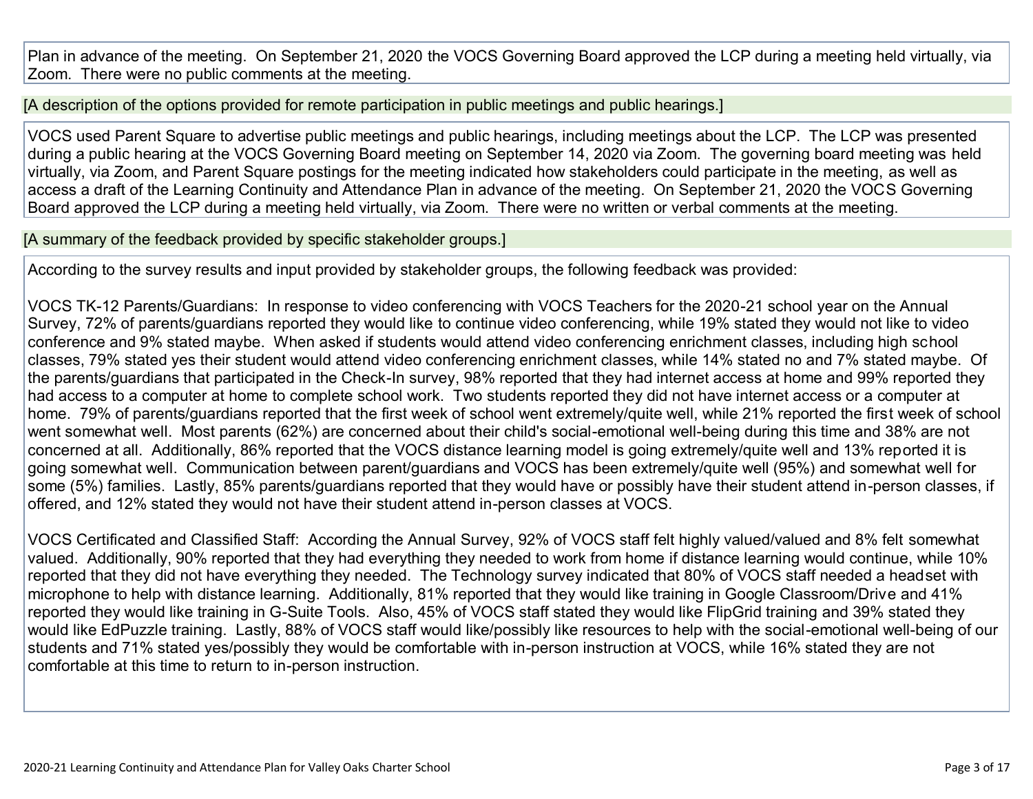Plan in advance of the meeting. On September 21, 2020 the VOCS Governing Board approved the LCP during a meeting held virtually, via Zoom. There were no public comments at the meeting.

[A description of the options provided for remote participation in public meetings and public hearings.]

VOCS used Parent Square to advertise public meetings and public hearings, including meetings about the LCP. The LCP was presented during a public hearing at the VOCS Governing Board meeting on September 14, 2020 via Zoom. The governing board meeting was held virtually, via Zoom, and Parent Square postings for the meeting indicated how stakeholders could participate in the meeting, as well as access a draft of the Learning Continuity and Attendance Plan in advance of the meeting. On September 21, 2020 the VOCS Governing Board approved the LCP during a meeting held virtually, via Zoom. There were no written or verbal comments at the meeting.

[A summary of the feedback provided by specific stakeholder groups.]

According to the survey results and input provided by stakeholder groups, the following feedback was provided:

VOCS TK-12 Parents/Guardians: In response to video conferencing with VOCS Teachers for the 2020-21 school year on the Annual Survey, 72% of parents/guardians reported they would like to continue video conferencing, while 19% stated they would not like to video conference and 9% stated maybe. When asked if students would attend video conferencing enrichment classes, including high school classes, 79% stated yes their student would attend video conferencing enrichment classes, while 14% stated no and 7% stated maybe. Of the parents/guardians that participated in the Check-In survey, 98% reported that they had internet access at home and 99% reported they had access to a computer at home to complete school work. Two students reported they did not have internet access or a computer at home. 79% of parents/guardians reported that the first week of school went extremely/quite well, while 21% reported the first week of school went somewhat well. Most parents (62%) are concerned about their child's social-emotional well-being during this time and 38% are not concerned at all. Additionally, 86% reported that the VOCS distance learning model is going extremely/quite well and 13% reported it is going somewhat well. Communication between parent/guardians and VOCS has been extremely/quite well (95%) and somewhat well for some (5%) families. Lastly, 85% parents/guardians reported that they would have or possibly have their student attend in-person classes, if offered, and 12% stated they would not have their student attend in-person classes at VOCS.

VOCS Certificated and Classified Staff: According the Annual Survey, 92% of VOCS staff felt highly valued/valued and 8% felt somewhat valued. Additionally, 90% reported that they had everything they needed to work from home if distance learning would continue, while 10% reported that they did not have everything they needed. The Technology survey indicated that 80% of VOCS staff needed a headset with microphone to help with distance learning. Additionally, 81% reported that they would like training in Google Classroom/Drive and 41% reported they would like training in G-Suite Tools. Also, 45% of VOCS staff stated they would like FlipGrid training and 39% stated they would like EdPuzzle training. Lastly, 88% of VOCS staff would like/possibly like resources to help with the social-emotional well-being of our students and 71% stated yes/possibly they would be comfortable with in-person instruction at VOCS, while 16% stated they are not comfortable at this time to return to in-person instruction.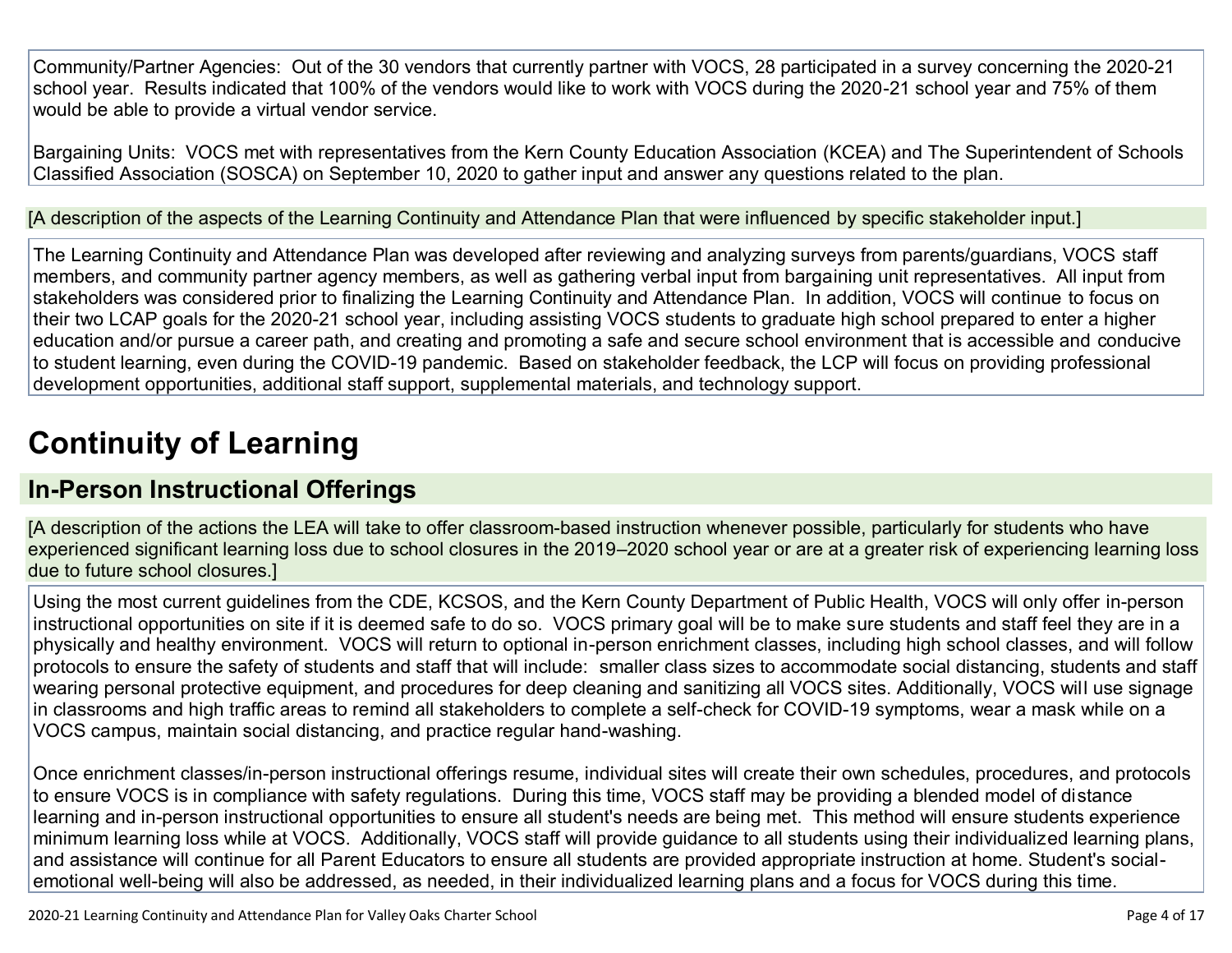Community/Partner Agencies: Out of the 30 vendors that currently partner with VOCS, 28 participated in a survey concerning the 2020-21 school year. Results indicated that 100% of the vendors would like to work with VOCS during the 2020-21 school year and 75% of them would be able to provide a virtual vendor service.

Bargaining Units: VOCS met with representatives from the Kern County Education Association (KCEA) and The Superintendent of Schools Classified Association (SOSCA) on September 10, 2020 to gather input and answer any questions related to the plan.

[A description of the aspects of the Learning Continuity and Attendance Plan that were influenced by specific stakeholder input.]

The Learning Continuity and Attendance Plan was developed after reviewing and analyzing surveys from parents/guardians, VOCS staff members, and community partner agency members, as well as gathering verbal input from bargaining unit representatives. All input from stakeholders was considered prior to finalizing the Learning Continuity and Attendance Plan. In addition, VOCS will continue to focus on their two LCAP goals for the 2020-21 school year, including assisting VOCS students to graduate high school prepared to enter a higher education and/or pursue a career path, and creating and promoting a safe and secure school environment that is accessible and conducive to student learning, even during the COVID-19 pandemic. Based on stakeholder feedback, the LCP will focus on providing professional development opportunities, additional staff support, supplemental materials, and technology support.

# Continuity of Learning

## In-Person Instructional Offerings

[A description of the actions the LEA will take to offer classroom-based instruction whenever possible, particularly for students who have experienced significant learning loss due to school closures in the 2019–2020 school year or are at a greater risk of experiencing learning loss due to future school closures.]

Using the most current guidelines from the CDE, KCSOS, and the Kern County Department of Public Health, VOCS will only offer in-person instructional opportunities on site if it is deemed safe to do so. VOCS primary goal will be to make sure students and staff feel they are in a physically and healthy environment. VOCS will return to optional in-person enrichment classes, including high school classes, and will follow protocols to ensure the safety of students and staff that will include: smaller class sizes to accommodate social distancing, students and staff wearing personal protective equipment, and procedures for deep cleaning and sanitizing all VOCS sites. Additionally, VOCS will use signage in classrooms and high traffic areas to remind all stakeholders to complete a self-check for COVID-19 symptoms, wear a mask while on a VOCS campus, maintain social distancing, and practice regular hand-washing.

Once enrichment classes/in-person instructional offerings resume, individual sites will create their own schedules, procedures, and protocols to ensure VOCS is in compliance with safety regulations. During this time, VOCS staff may be providing a blended model of distance learning and in-person instructional opportunities to ensure all student's needs are being met. This method will ensure students experience minimum learning loss while at VOCS. Additionally, VOCS staff will provide guidance to all students using their individualized learning plans, and assistance will continue for all Parent Educators to ensure all students are provided appropriate instruction at home. Student's social-emotional well-being will also be addressed, as needed, in their individualized learning plans and a focus for VOCS during this time.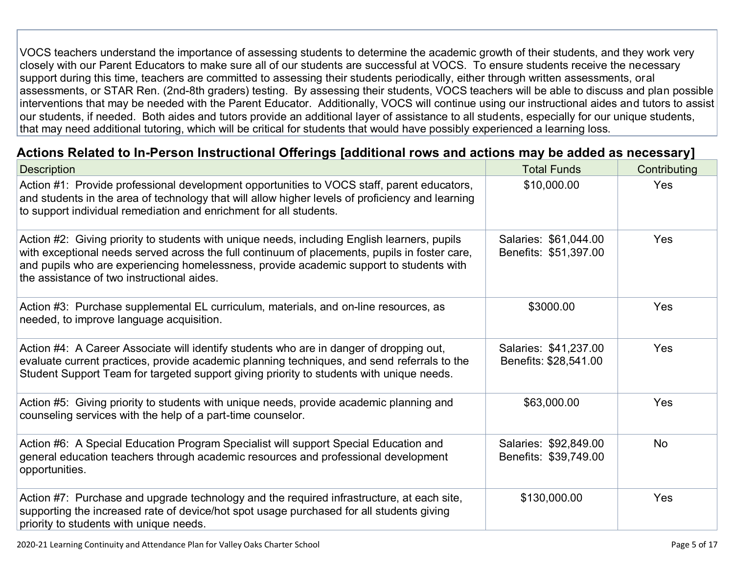VOCS teachers understand the importance of assessing students to determine the academic growth of their students, and they work very closely with our Parent Educators to make sure all of our students are successful at VOCS. To ensure students receive the necessary support during this time, teachers are committed to assessing their students periodically, either through written assessments, oral assessments, or STAR Ren. (2nd-8th graders) testing. By assessing their students, VOCS teachers will be able to discuss and plan possible interventions that may be needed with the Parent Educator. Additionally, VOCS will continue using our instructional aides and tutors to assist our students, if needed. Both aides and tutors provide an additional layer of assistance to all students, especially for our unique students, that may need additional tutoring, which will be critical for students that would have possibly experienced a learning loss.

## Actions Related to In-Person Instructional Offerings [additional rows and actions may be added as necessary]

| Description | Total Funds | Contributing |
|---|---|---|
| Action #1: Provide professional development opportunities to VOCS staff, parent educators, and students in the area of technology that will allow higher levels of proficiency and learning to support individual remediation and enrichment for all students. | $10,000.00 | Yes |
| Action #2: Giving priority to students with unique needs, including English learners, pupils with exceptional needs served across the full continuum of placements, pupils in foster care, and pupils who are experiencing homelessness, provide academic support to students with the assistance of two instructional aides. | Salaries: $61,044.00<br>Benefits: $51,397.00 | Yes |
| Action #3: Purchase supplemental EL curriculum, materials, and on-line resources, as needed, to improve language acquisition. | $3000.00 | Yes |
| Action #4: A Career Associate will identify students who are in danger of dropping out, evaluate current practices, provide academic planning techniques, and send referrals to the Student Support Team for targeted support giving priority to students with unique needs. | Salaries: $41,237.00<br>Benefits: $28,541.00 | Yes |
| Action #5: Giving priority to students with unique needs, provide academic planning and counseling services with the help of a part-time counselor. | $63,000.00 | Yes |
| Action #6: A Special Education Program Specialist will support Special Education and general education teachers through academic resources and professional development opportunities. | Salaries: $92,849.00<br>Benefits: $39,749.00 | No |
| Action #7: Purchase and upgrade technology and the required infrastructure, at each site, supporting the increased rate of device/hot spot usage purchased for all students giving priority to students with unique needs. | $130,000.00 | Yes |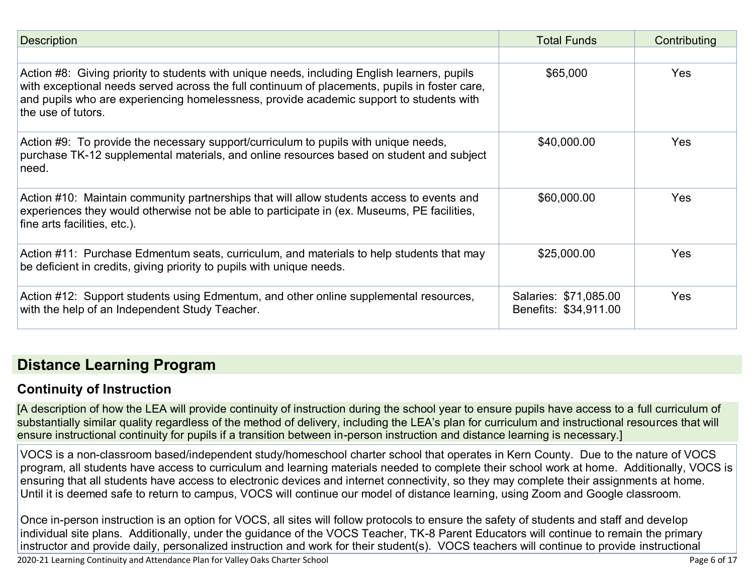| Description | Total Funds | Contributing |
| --- | --- | --- |
| | | |
| Action #8: Giving priority to students with unique needs, including English learners, pupils with exceptional needs served across the full continuum of placements, pupils in foster care, and pupils who are experiencing homelessness, provide academic support to students with the use of tutors. | $65,000 | Yes |
| Action #9: To provide the necessary support/curriculum to pupils with unique needs, purchase TK-12 supplemental materials, and online resources based on student and subject need. | $40,000.00 | Yes |
| Action #10: Maintain community partnerships that will allow students access to events and experiences they would otherwise not be able to participate in (ex. Museums, PE facilities, fine arts facilities, etc.). | $60,000.00 | Yes |
| Action #11: Purchase Edmentum seats, curriculum, and materials to help students that may be deficient in credits, giving priority to pupils with unique needs. | $25,000.00 | Yes |
| Action #12: Support students using Edmentum, and other online supplemental resources, with the help of an Independent Study Teacher. | Salaries: $71,085.00<br>Benefits: $34,911.00 | Yes |

## Distance Learning Program

### Continuity of Instruction

[A description of how the LEA will provide continuity of instruction during the school year to ensure pupils have access to a full curriculum of substantially similar quality regardless of the method of delivery, including the LEA's plan for curriculum and instructional resources that will ensure instructional continuity for pupils if a transition between in-person instruction and distance learning is necessary.]

VOCS is a non-classroom based/independent study/homeschool charter school that operates in Kern County. Due to the nature of VOCS program, all students have access to curriculum and learning materials needed to complete their school work at home. Additionally, VOCS is ensuring that all students have access to electronic devices and internet connectivity, so they may complete their assignments at home. Until it is deemed safe to return to campus, VOCS will continue our model of distance learning, using Zoom and Google classroom.

Once in-person instruction is an option for VOCS, all sites will follow protocols to ensure the safety of students and staff and develop individual site plans. Additionally, under the guidance of the VOCS Teacher, TK-8 Parent Educators will continue to remain the primary instructor and provide daily, personalized instruction and work for their student(s). VOCS teachers will continue to provide instructional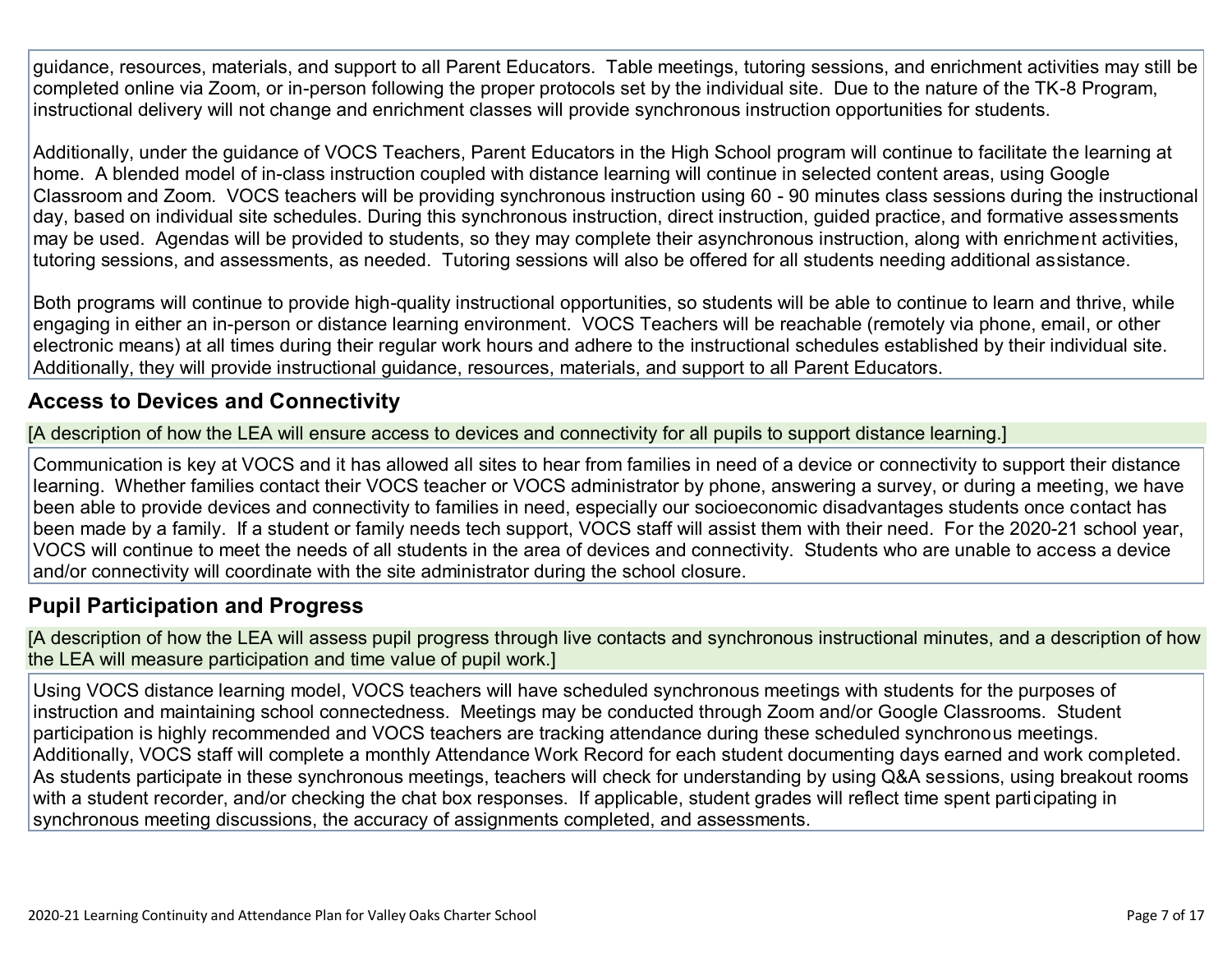guidance, resources, materials, and support to all Parent Educators. Table meetings, tutoring sessions, and enrichment activities may still be completed online via Zoom, or in-person following the proper protocols set by the individual site. Due to the nature of the TK-8 Program, instructional delivery will not change and enrichment classes will provide synchronous instruction opportunities for students.

Additionally, under the guidance of VOCS Teachers, Parent Educators in the High School program will continue to facilitate the learning at home. A blended model of in-class instruction coupled with distance learning will continue in selected content areas, using Google Classroom and Zoom. VOCS teachers will be providing synchronous instruction using 60 - 90 minutes class sessions during the instructional day, based on individual site schedules. During this synchronous instruction, direct instruction, guided practice, and formative assessments may be used. Agendas will be provided to students, so they may complete their asynchronous instruction, along with enrichment activities, tutoring sessions, and assessments, as needed. Tutoring sessions will also be offered for all students needing additional assistance.

Both programs will continue to provide high-quality instructional opportunities, so students will be able to continue to learn and thrive, while engaging in either an in-person or distance learning environment. VOCS Teachers will be reachable (remotely via phone, email, or other electronic means) at all times during their regular work hours and adhere to the instructional schedules established by their individual site. Additionally, they will provide instructional guidance, resources, materials, and support to all Parent Educators.

## Access to Devices and Connectivity

[A description of how the LEA will ensure access to devices and connectivity for all pupils to support distance learning.]

Communication is key at VOCS and it has allowed all sites to hear from families in need of a device or connectivity to support their distance learning. Whether families contact their VOCS teacher or VOCS administrator by phone, answering a survey, or during a meeting, we have been able to provide devices and connectivity to families in need, especially our socioeconomic disadvantages students once contact has been made by a family. If a student or family needs tech support, VOCS staff will assist them with their need. For the 2020-21 school year, VOCS will continue to meet the needs of all students in the area of devices and connectivity. Students who are unable to access a device and/or connectivity will coordinate with the site administrator during the school closure.

## Pupil Participation and Progress

[A description of how the LEA will assess pupil progress through live contacts and synchronous instructional minutes, and a description of how the LEA will measure participation and time value of pupil work.]

Using VOCS distance learning model, VOCS teachers will have scheduled synchronous meetings with students for the purposes of instruction and maintaining school connectedness. Meetings may be conducted through Zoom and/or Google Classrooms. Student participation is highly recommended and VOCS teachers are tracking attendance during these scheduled synchronous meetings. Additionally, VOCS staff will complete a monthly Attendance Work Record for each student documenting days earned and work completed. As students participate in these synchronous meetings, teachers will check for understanding by using Q&A sessions, using breakout rooms with a student recorder, and/or checking the chat box responses. If applicable, student grades will reflect time spent participating in synchronous meeting discussions, the accuracy of assignments completed, and assessments.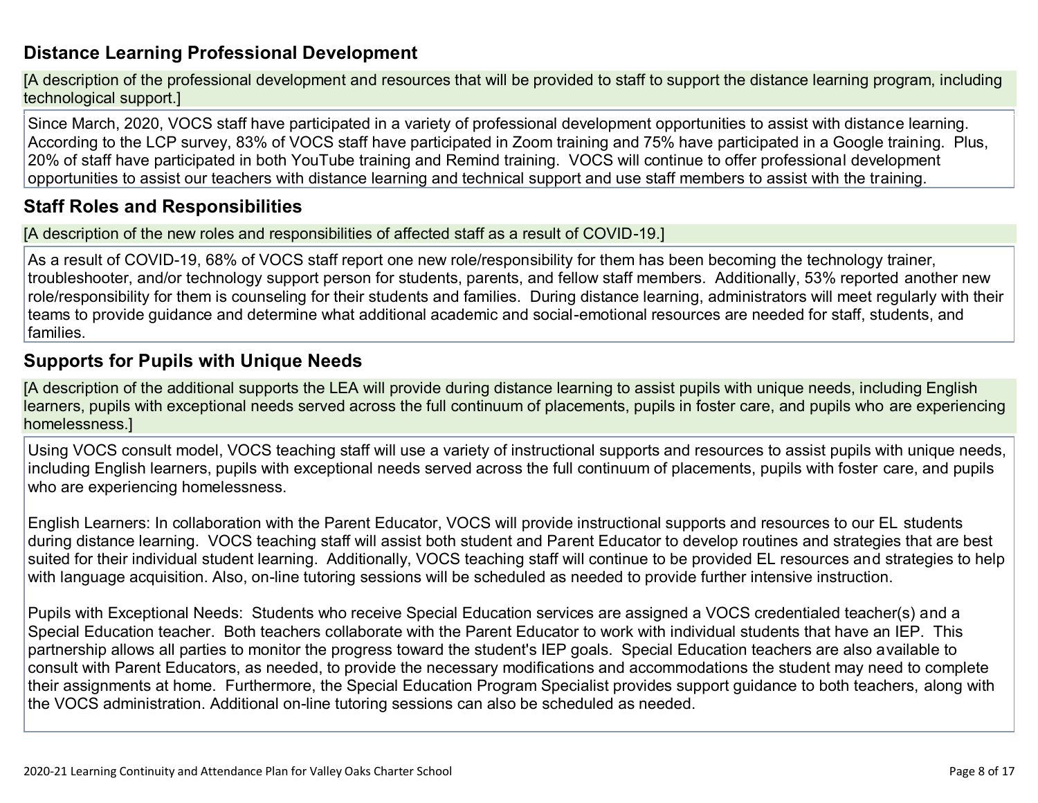## Distance Learning Professional Development

[A description of the professional development and resources that will be provided to staff to support the distance learning program, including technological support.]

Since March, 2020, VOCS staff have participated in a variety of professional development opportunities to assist with distance learning. According to the LCP survey, 83% of VOCS staff have participated in Zoom training and 75% have participated in a Google training. Plus, 20% of staff have participated in both YouTube training and Remind training. VOCS will continue to offer professional development opportunities to assist our teachers with distance learning and technical support and use staff members to assist with the training.

## Staff Roles and Responsibilities

[A description of the new roles and responsibilities of affected staff as a result of COVID-19.]

As a result of COVID-19, 68% of VOCS staff report one new role/responsibility for them has been becoming the technology trainer, troubleshooter, and/or technology support person for students, parents, and fellow staff members. Additionally, 53% reported another new role/responsibility for them is counseling for their students and families. During distance learning, administrators will meet regularly with their teams to provide guidance and determine what additional academic and social-emotional resources are needed for staff, students, and families.

## Supports for Pupils with Unique Needs

[A description of the additional supports the LEA will provide during distance learning to assist pupils with unique needs, including English learners, pupils with exceptional needs served across the full continuum of placements, pupils in foster care, and pupils who are experiencing homelessness.]

Using VOCS consult model, VOCS teaching staff will use a variety of instructional supports and resources to assist pupils with unique needs, including English learners, pupils with exceptional needs served across the full continuum of placements, pupils with foster care, and pupils who are experiencing homelessness.

English Learners: In collaboration with the Parent Educator, VOCS will provide instructional supports and resources to our EL students during distance learning. VOCS teaching staff will assist both student and Parent Educator to develop routines and strategies that are best suited for their individual student learning. Additionally, VOCS teaching staff will continue to be provided EL resources and strategies to help with language acquisition. Also, on-line tutoring sessions will be scheduled as needed to provide further intensive instruction.

Pupils with Exceptional Needs: Students who receive Special Education services are assigned a VOCS credentialed teacher(s) and a Special Education teacher. Both teachers collaborate with the Parent Educator to work with individual students that have an IEP. This partnership allows all parties to monitor the progress toward the student's IEP goals. Special Education teachers are also available to consult with Parent Educators, as needed, to provide the necessary modifications and accommodations the student may need to complete their assignments at home. Furthermore, the Special Education Program Specialist provides support guidance to both teachers, along with the VOCS administration. Additional on-line tutoring sessions can also be scheduled as needed.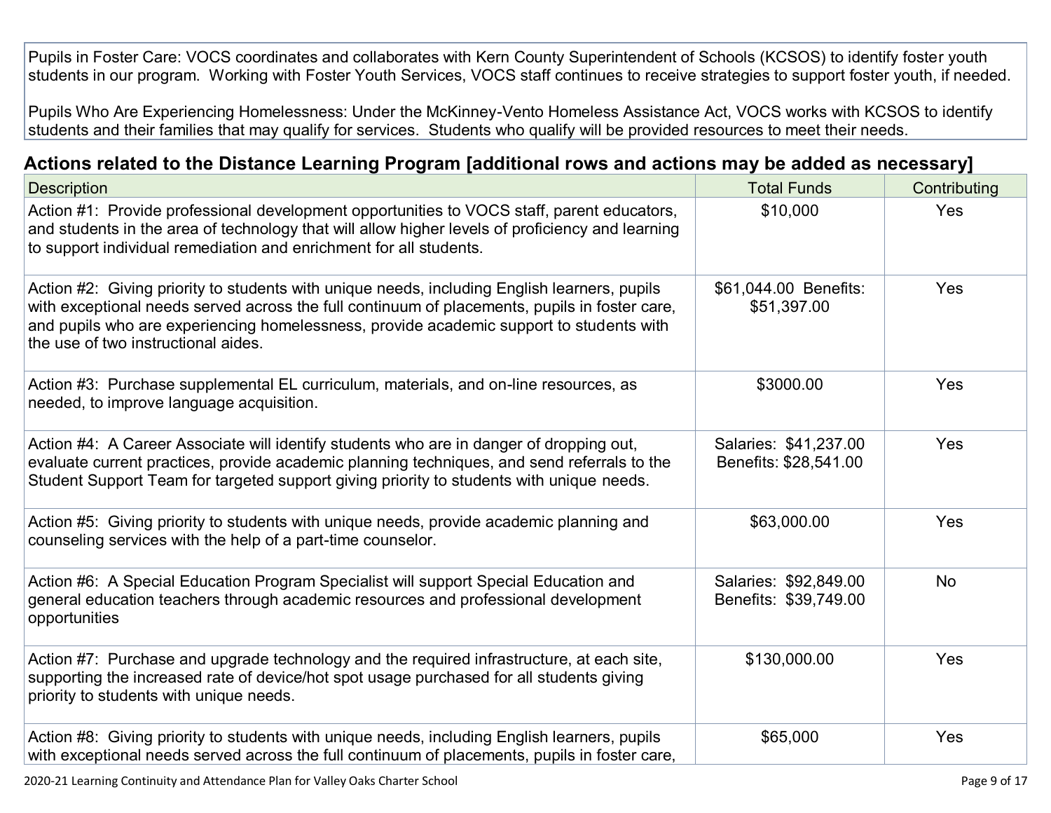Pupils in Foster Care: VOCS coordinates and collaborates with Kern County Superintendent of Schools (KCSOS) to identify foster youth students in our program. Working with Foster Youth Services, VOCS staff continues to receive strategies to support foster youth, if needed.

Pupils Who Are Experiencing Homelessness: Under the McKinney-Vento Homeless Assistance Act, VOCS works with KCSOS to identify students and their families that may qualify for services. Students who qualify will be provided resources to meet their needs.

## Actions related to the Distance Learning Program [additional rows and actions may be added as necessary]

| Description | Total Funds | Contributing |
|---|---|---|
| Action #1: Provide professional development opportunities to VOCS staff, parent educators, and students in the area of technology that will allow higher levels of proficiency and learning to support individual remediation and enrichment for all students. | $10,000 | Yes |
| Action #2: Giving priority to students with unique needs, including English learners, pupils with exceptional needs served across the full continuum of placements, pupils in foster care, and pupils who are experiencing homelessness, provide academic support to students with the use of two instructional aides. | $61,044.00 Benefits: $51,397.00 | Yes |
| Action #3: Purchase supplemental EL curriculum, materials, and on-line resources, as needed, to improve language acquisition. | $3000.00 | Yes |
| Action #4: A Career Associate will identify students who are in danger of dropping out, evaluate current practices, provide academic planning techniques, and send referrals to the Student Support Team for targeted support giving priority to students with unique needs. | Salaries: $41,237.00 Benefits: $28,541.00 | Yes |
| Action #5: Giving priority to students with unique needs, provide academic planning and counseling services with the help of a part-time counselor. | $63,000.00 | Yes |
| Action #6: A Special Education Program Specialist will support Special Education and general education teachers through academic resources and professional development opportunities | Salaries: $92,849.00 Benefits: $39,749.00 | No |
| Action #7: Purchase and upgrade technology and the required infrastructure, at each site, supporting the increased rate of device/hot spot usage purchased for all students giving priority to students with unique needs. | $130,000.00 | Yes |
| Action #8: Giving priority to students with unique needs, including English learners, pupils with exceptional needs served across the full continuum of placements, pupils in foster care, | $65,000 | Yes |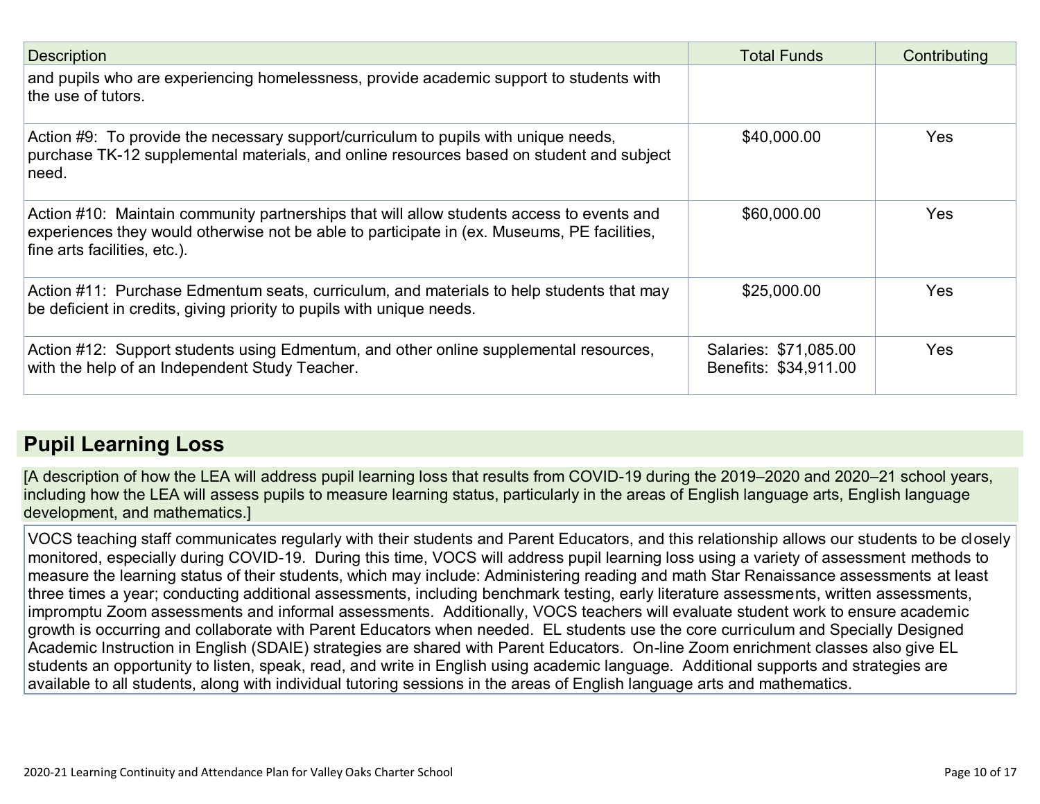| Description | Total Funds | Contributing |
|---|---|---|
| and pupils who are experiencing homelessness, provide academic support to students with the use of tutors. | | |
| Action #9: To provide the necessary support/curriculum to pupils with unique needs, purchase TK-12 supplemental materials, and online resources based on student and subject need. | $40,000.00 | Yes |
| Action #10: Maintain community partnerships that will allow students access to events and experiences they would otherwise not be able to participate in (ex. Museums, PE facilities, fine arts facilities, etc.). | $60,000.00 | Yes |
| Action #11: Purchase Edmentum seats, curriculum, and materials to help students that may be deficient in credits, giving priority to pupils with unique needs. | $25,000.00 | Yes |
| Action #12: Support students using Edmentum, and other online supplemental resources, with the help of an Independent Study Teacher. | Salaries: $71,085.00<br>Benefits: $34,911.00 | Yes |

## Pupil Learning Loss

[A description of how the LEA will address pupil learning loss that results from COVID-19 during the 2019–2020 and 2020–21 school years, including how the LEA will assess pupils to measure learning status, particularly in the areas of English language arts, English language development, and mathematics.]

VOCS teaching staff communicates regularly with their students and Parent Educators, and this relationship allows our students to be closely monitored, especially during COVID-19. During this time, VOCS will address pupil learning loss using a variety of assessment methods to measure the learning status of their students, which may include: Administering reading and math Star Renaissance assessments at least three times a year; conducting additional assessments, including benchmark testing, early literature assessments, written assessments, impromptu Zoom assessments and informal assessments. Additionally, VOCS teachers will evaluate student work to ensure academic growth is occurring and collaborate with Parent Educators when needed. EL students use the core curriculum and Specially Designed Academic Instruction in English (SDAIE) strategies are shared with Parent Educators. On-line Zoom enrichment classes also give EL students an opportunity to listen, speak, read, and write in English using academic language. Additional supports and strategies are available to all students, along with individual tutoring sessions in the areas of English language arts and mathematics.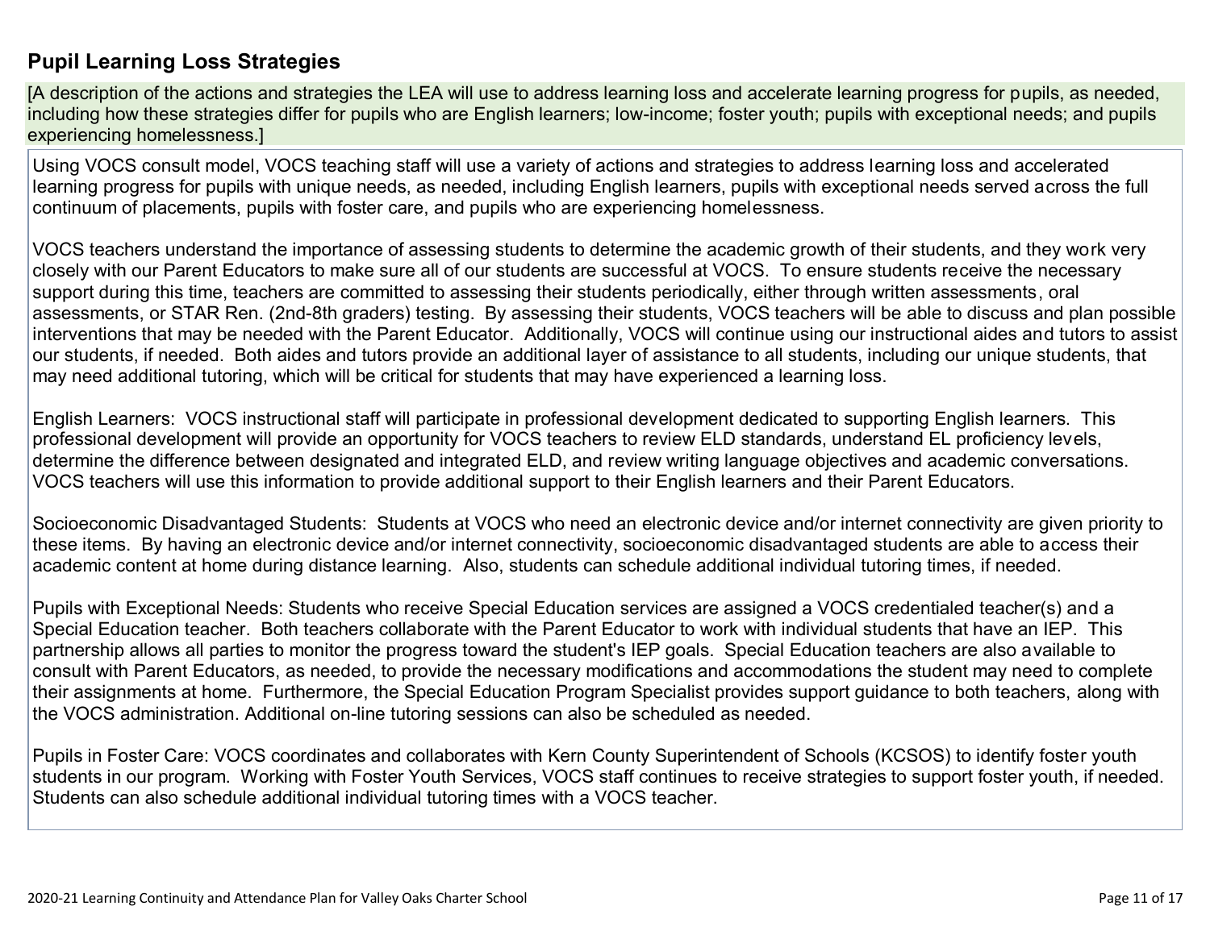## Pupil Learning Loss Strategies

[A description of the actions and strategies the LEA will use to address learning loss and accelerate learning progress for pupils, as needed, including how these strategies differ for pupils who are English learners; low-income; foster youth; pupils with exceptional needs; and pupils experiencing homelessness.]

Using VOCS consult model, VOCS teaching staff will use a variety of actions and strategies to address learning loss and accelerated learning progress for pupils with unique needs, as needed, including English learners, pupils with exceptional needs served across the full continuum of placements, pupils with foster care, and pupils who are experiencing homelessness.

VOCS teachers understand the importance of assessing students to determine the academic growth of their students, and they work very closely with our Parent Educators to make sure all of our students are successful at VOCS. To ensure students receive the necessary support during this time, teachers are committed to assessing their students periodically, either through written assessments, oral assessments, or STAR Ren. (2nd-8th graders) testing. By assessing their students, VOCS teachers will be able to discuss and plan possible interventions that may be needed with the Parent Educator. Additionally, VOCS will continue using our instructional aides and tutors to assist our students, if needed. Both aides and tutors provide an additional layer of assistance to all students, including our unique students, that may need additional tutoring, which will be critical for students that may have experienced a learning loss.

English Learners: VOCS instructional staff will participate in professional development dedicated to supporting English learners. This professional development will provide an opportunity for VOCS teachers to review ELD standards, understand EL proficiency levels, determine the difference between designated and integrated ELD, and review writing language objectives and academic conversations. VOCS teachers will use this information to provide additional support to their English learners and their Parent Educators.

Socioeconomic Disadvantaged Students: Students at VOCS who need an electronic device and/or internet connectivity are given priority to these items. By having an electronic device and/or internet connectivity, socioeconomic disadvantaged students are able to access their academic content at home during distance learning. Also, students can schedule additional individual tutoring times, if needed.

Pupils with Exceptional Needs: Students who receive Special Education services are assigned a VOCS credentialed teacher(s) and a Special Education teacher. Both teachers collaborate with the Parent Educator to work with individual students that have an IEP. This partnership allows all parties to monitor the progress toward the student's IEP goals. Special Education teachers are also available to consult with Parent Educators, as needed, to provide the necessary modifications and accommodations the student may need to complete their assignments at home. Furthermore, the Special Education Program Specialist provides support guidance to both teachers, along with the VOCS administration. Additional on-line tutoring sessions can also be scheduled as needed.

Pupils in Foster Care: VOCS coordinates and collaborates with Kern County Superintendent of Schools (KCSOS) to identify foster youth students in our program. Working with Foster Youth Services, VOCS staff continues to receive strategies to support foster youth, if needed. Students can also schedule additional individual tutoring times with a VOCS teacher.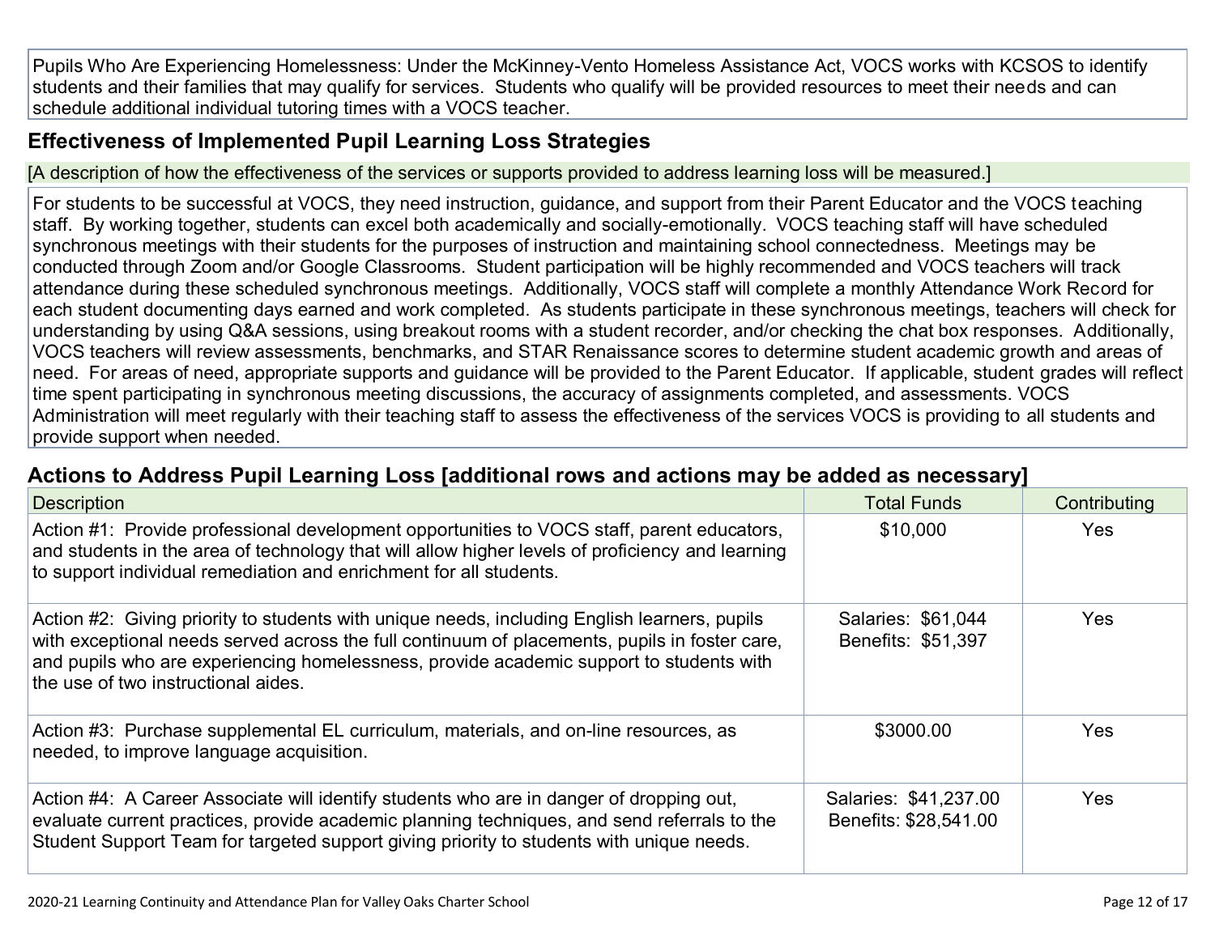Pupils Who Are Experiencing Homelessness: Under the McKinney-Vento Homeless Assistance Act, VOCS works with KCSOS to identify students and their families that may qualify for services. Students who qualify will be provided resources to meet their needs and can schedule additional individual tutoring times with a VOCS teacher.

## Effectiveness of Implemented Pupil Learning Loss Strategies

[A description of how the effectiveness of the services or supports provided to address learning loss will be measured.]

For students to be successful at VOCS, they need instruction, guidance, and support from their Parent Educator and the VOCS teaching staff. By working together, students can excel both academically and socially-emotionally. VOCS teaching staff will have scheduled synchronous meetings with their students for the purposes of instruction and maintaining school connectedness. Meetings may be conducted through Zoom and/or Google Classrooms. Student participation will be highly recommended and VOCS teachers will track attendance during these scheduled synchronous meetings. Additionally, VOCS staff will complete a monthly Attendance Work Record for each student documenting days earned and work completed. As students participate in these synchronous meetings, teachers will check for understanding by using Q&A sessions, using breakout rooms with a student recorder, and/or checking the chat box responses. Additionally, VOCS teachers will review assessments, benchmarks, and STAR Renaissance scores to determine student academic growth and areas of need. For areas of need, appropriate supports and guidance will be provided to the Parent Educator. If applicable, student grades will reflect time spent participating in synchronous meeting discussions, the accuracy of assignments completed, and assessments. VOCS Administration will meet regularly with their teaching staff to assess the effectiveness of the services VOCS is providing to all students and provide support when needed.

## Actions to Address Pupil Learning Loss [additional rows and actions may be added as necessary]

| Description | Total Funds | Contributing |
|---|---|---|
| Action #1: Provide professional development opportunities to VOCS staff, parent educators, and students in the area of technology that will allow higher levels of proficiency and learning to support individual remediation and enrichment for all students. | $10,000 | Yes |
| Action #2: Giving priority to students with unique needs, including English learners, pupils with exceptional needs served across the full continuum of placements, pupils in foster care, and pupils who are experiencing homelessness, provide academic support to students with the use of two instructional aides. | Salaries: $61,044<br>Benefits: $51,397 | Yes |
| Action #3: Purchase supplemental EL curriculum, materials, and on-line resources, as needed, to improve language acquisition. | $3000.00 | Yes |
| Action #4: A Career Associate will identify students who are in danger of dropping out, evaluate current practices, provide academic planning techniques, and send referrals to the Student Support Team for targeted support giving priority to students with unique needs. | Salaries: $41,237.00<br>Benefits: $28,541.00 | Yes |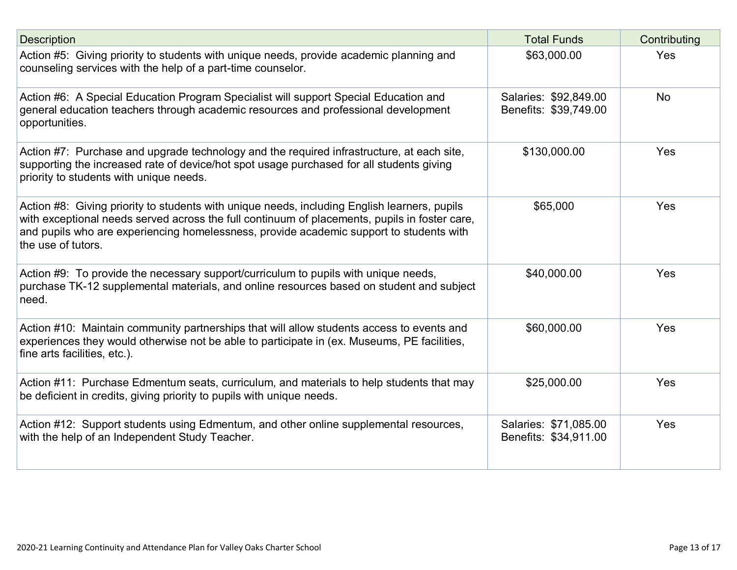| Description | Total Funds | Contributing |
|---|---|---|
| Action #5: Giving priority to students with unique needs, provide academic planning and counseling services with the help of a part-time counselor. | $63,000.00 | Yes |
| Action #6: A Special Education Program Specialist will support Special Education and general education teachers through academic resources and professional development opportunities. | Salaries: $92,849.00<br>Benefits: $39,749.00 | No |
| Action #7: Purchase and upgrade technology and the required infrastructure, at each site, supporting the increased rate of device/hot spot usage purchased for all students giving priority to students with unique needs. | $130,000.00 | Yes |
| Action #8: Giving priority to students with unique needs, including English learners, pupils with exceptional needs served across the full continuum of placements, pupils in foster care, and pupils who are experiencing homelessness, provide academic support to students with the use of tutors. | $65,000 | Yes |
| Action #9: To provide the necessary support/curriculum to pupils with unique needs, purchase TK-12 supplemental materials, and online resources based on student and subject need. | $40,000.00 | Yes |
| Action #10: Maintain community partnerships that will allow students access to events and experiences they would otherwise not be able to participate in (ex. Museums, PE facilities, fine arts facilities, etc.). | $60,000.00 | Yes |
| Action #11: Purchase Edmentum seats, curriculum, and materials to help students that may be deficient in credits, giving priority to pupils with unique needs. | $25,000.00 | Yes |
| Action #12: Support students using Edmentum, and other online supplemental resources, with the help of an Independent Study Teacher. | Salaries: $71,085.00<br>Benefits: $34,911.00 | Yes |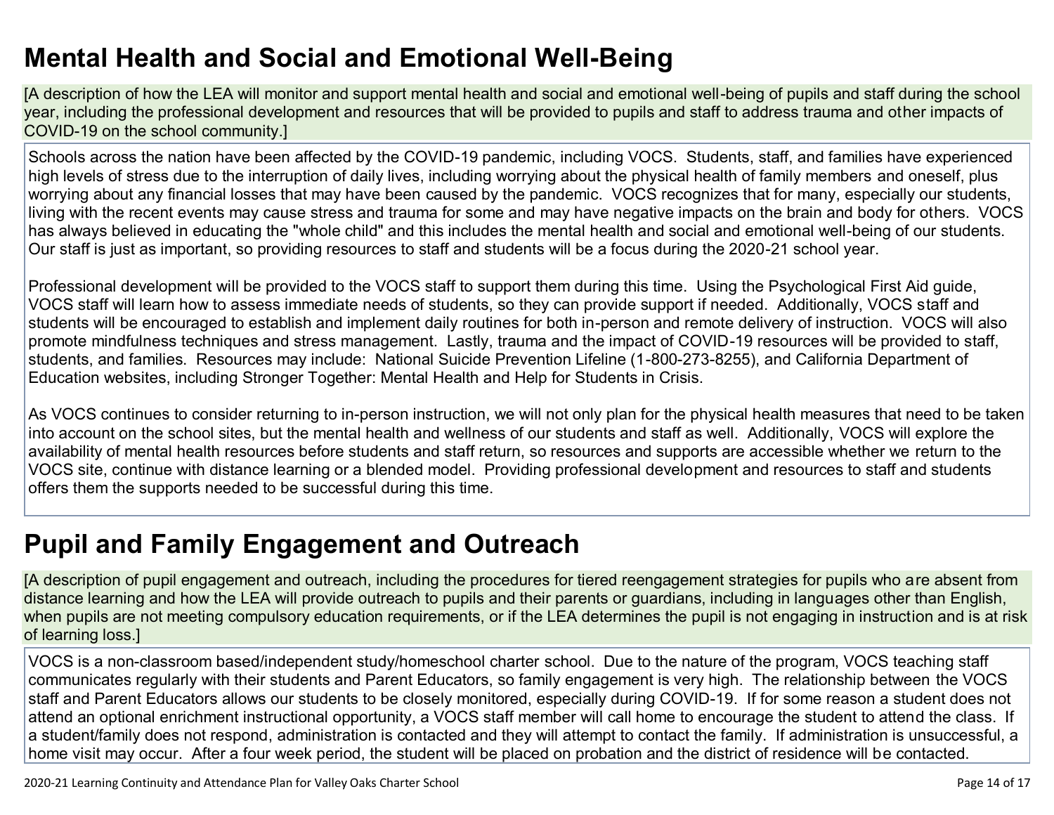# Mental Health and Social and Emotional Well-Being

[A description of how the LEA will monitor and support mental health and social and emotional well-being of pupils and staff during the school year, including the professional development and resources that will be provided to pupils and staff to address trauma and other impacts of COVID-19 on the school community.]

Schools across the nation have been affected by the COVID-19 pandemic, including VOCS. Students, staff, and families have experienced high levels of stress due to the interruption of daily lives, including worrying about the physical health of family members and oneself, plus worrying about any financial losses that may have been caused by the pandemic. VOCS recognizes that for many, especially our students, living with the recent events may cause stress and trauma for some and may have negative impacts on the brain and body for others. VOCS has always believed in educating the "whole child" and this includes the mental health and social and emotional well-being of our students. Our staff is just as important, so providing resources to staff and students will be a focus during the 2020-21 school year.

Professional development will be provided to the VOCS staff to support them during this time. Using the Psychological First Aid guide, VOCS staff will learn how to assess immediate needs of students, so they can provide support if needed. Additionally, VOCS staff and students will be encouraged to establish and implement daily routines for both in-person and remote delivery of instruction. VOCS will also promote mindfulness techniques and stress management. Lastly, trauma and the impact of COVID-19 resources will be provided to staff, students, and families. Resources may include: National Suicide Prevention Lifeline (1-800-273-8255), and California Department of Education websites, including Stronger Together: Mental Health and Help for Students in Crisis.

As VOCS continues to consider returning to in-person instruction, we will not only plan for the physical health measures that need to be taken into account on the school sites, but the mental health and wellness of our students and staff as well. Additionally, VOCS will explore the availability of mental health resources before students and staff return, so resources and supports are accessible whether we return to the VOCS site, continue with distance learning or a blended model. Providing professional development and resources to staff and students offers them the supports needed to be successful during this time.

# Pupil and Family Engagement and Outreach

[A description of pupil engagement and outreach, including the procedures for tiered reengagement strategies for pupils who are absent from distance learning and how the LEA will provide outreach to pupils and their parents or guardians, including in languages other than English, when pupils are not meeting compulsory education requirements, or if the LEA determines the pupil is not engaging in instruction and is at risk of learning loss.]

VOCS is a non-classroom based/independent study/homeschool charter school. Due to the nature of the program, VOCS teaching staff communicates regularly with their students and Parent Educators, so family engagement is very high. The relationship between the VOCS staff and Parent Educators allows our students to be closely monitored, especially during COVID-19. If for some reason a student does not attend an optional enrichment instructional opportunity, a VOCS staff member will call home to encourage the student to attend the class. If a student/family does not respond, administration is contacted and they will attempt to contact the family. If administration is unsuccessful, a home visit may occur. After a four week period, the student will be placed on probation and the district of residence will be contacted.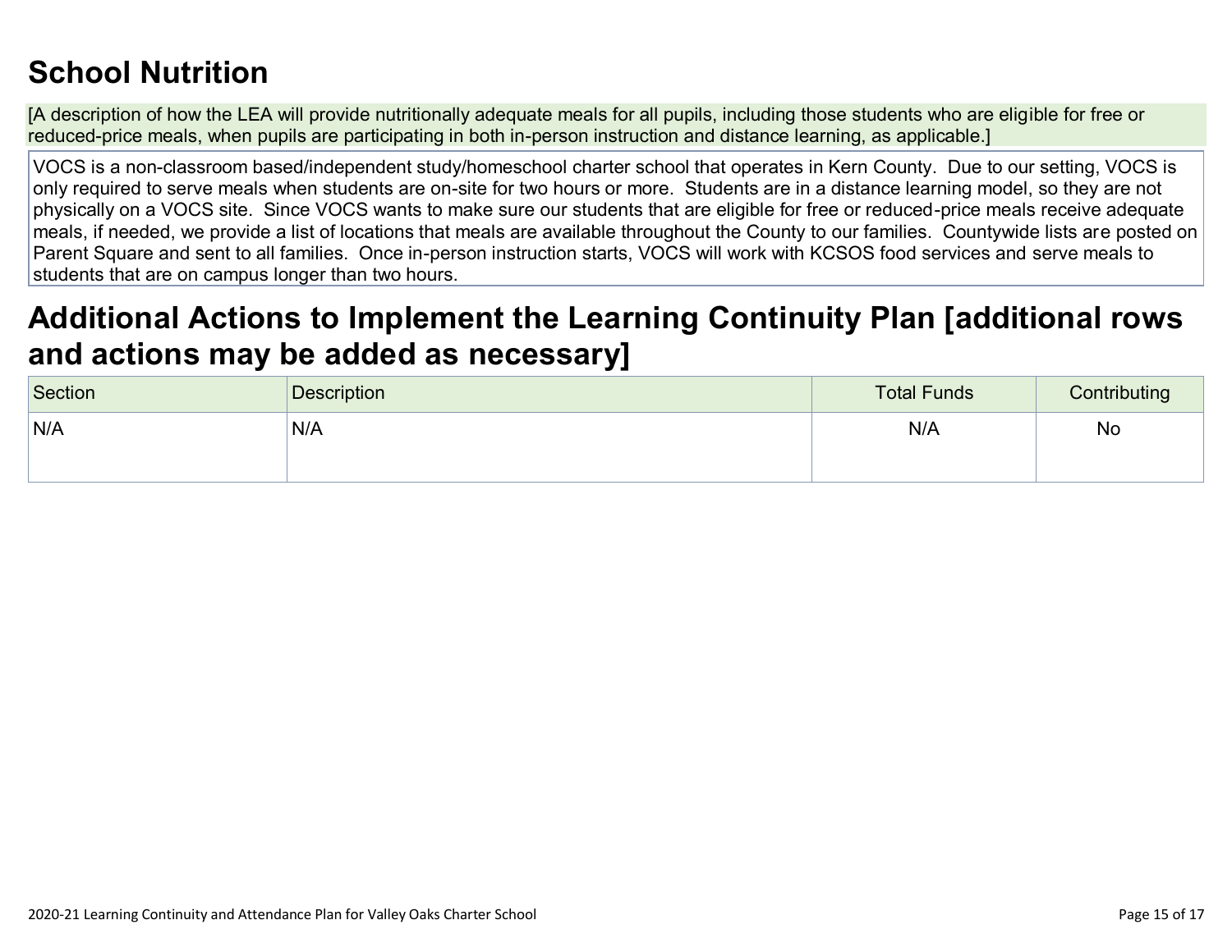## School Nutrition

[A description of how the LEA will provide nutritionally adequate meals for all pupils, including those students who are eligible for free or reduced-price meals, when pupils are participating in both in-person instruction and distance learning, as applicable.]

VOCS is a non-classroom based/independent study/homeschool charter school that operates in Kern County. Due to our setting, VOCS is only required to serve meals when students are on-site for two hours or more. Students are in a distance learning model, so they are not physically on a VOCS site. Since VOCS wants to make sure our students that are eligible for free or reduced-price meals receive adequate meals, if needed, we provide a list of locations that meals are available throughout the County to our families. Countywide lists are posted on Parent Square and sent to all families. Once in-person instruction starts, VOCS will work with KCSOS food services and serve meals to students that are on campus longer than two hours.

## Additional Actions to Implement the Learning Continuity Plan [additional rows and actions may be added as necessary]

| Section | Description | Total Funds | Contributing |
|---|---|---|---|
| N/A | N/A | N/A | No |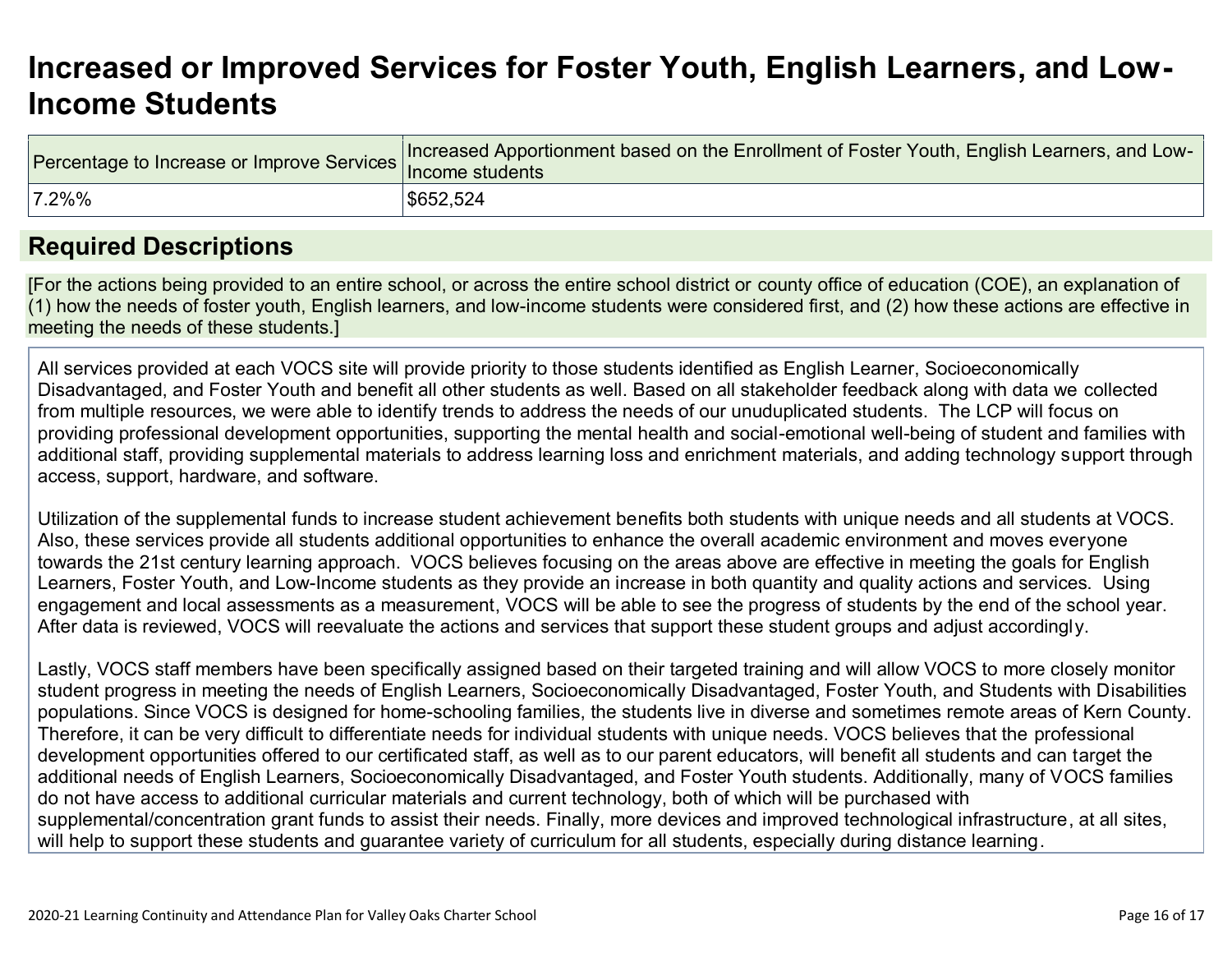# Increased or Improved Services for Foster Youth, English Learners, and Low-Income Students

| Percentage to Increase or Improve Services | Increased Apportionment based on the Enrollment of Foster Youth, English Learners, and Low-Income students |
| --- | --- |
| 7.2%% | $652,524 |

## Required Descriptions

[For the actions being provided to an entire school, or across the entire school district or county office of education (COE), an explanation of (1) how the needs of foster youth, English learners, and low-income students were considered first, and (2) how these actions are effective in meeting the needs of these students.]

All services provided at each VOCS site will provide priority to those students identified as English Learner, Socioeconomically Disadvantaged, and Foster Youth and benefit all other students as well. Based on all stakeholder feedback along with data we collected from multiple resources, we were able to identify trends to address the needs of our unuduplicated students. The LCP will focus on providing professional development opportunities, supporting the mental health and social-emotional well-being of student and families with additional staff, providing supplemental materials to address learning loss and enrichment materials, and adding technology support through access, support, hardware, and software.

Utilization of the supplemental funds to increase student achievement benefits both students with unique needs and all students at VOCS. Also, these services provide all students additional opportunities to enhance the overall academic environment and moves everyone towards the 21st century learning approach. VOCS believes focusing on the areas above are effective in meeting the goals for English Learners, Foster Youth, and Low-Income students as they provide an increase in both quantity and quality actions and services. Using engagement and local assessments as a measurement, VOCS will be able to see the progress of students by the end of the school year. After data is reviewed, VOCS will reevaluate the actions and services that support these student groups and adjust accordingly.

Lastly, VOCS staff members have been specifically assigned based on their targeted training and will allow VOCS to more closely monitor student progress in meeting the needs of English Learners, Socioeconomically Disadvantaged, Foster Youth, and Students with Disabilities populations. Since VOCS is designed for home-schooling families, the students live in diverse and sometimes remote areas of Kern County. Therefore, it can be very difficult to differentiate needs for individual students with unique needs. VOCS believes that the professional development opportunities offered to our certificated staff, as well as to our parent educators, will benefit all students and can target the additional needs of English Learners, Socioeconomically Disadvantaged, and Foster Youth students. Additionally, many of VOCS families do not have access to additional curricular materials and current technology, both of which will be purchased with supplemental/concentration grant funds to assist their needs. Finally, more devices and improved technological infrastructure, at all sites, will help to support these students and guarantee variety of curriculum for all students, especially during distance learning.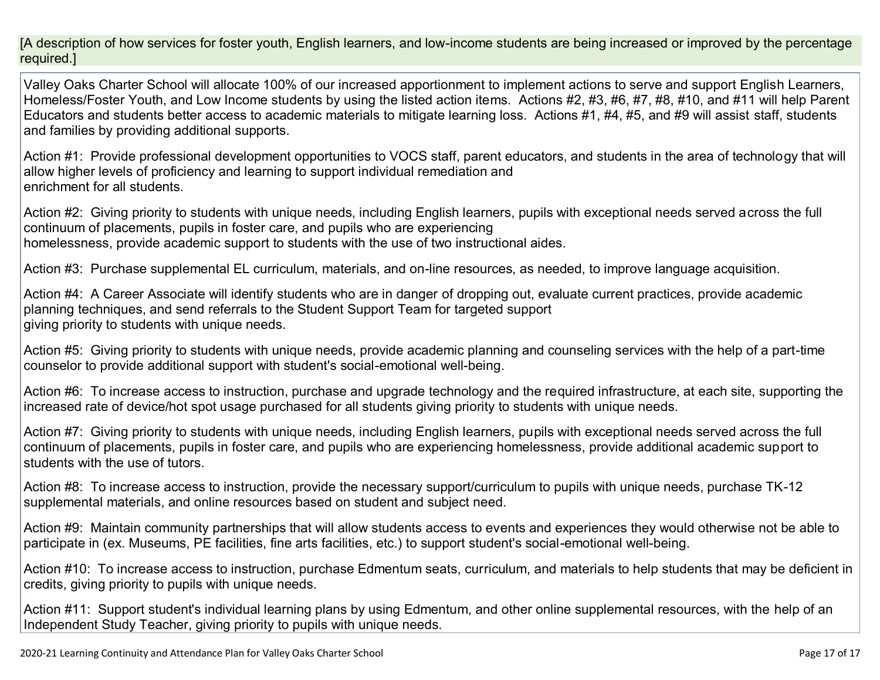[A description of how services for foster youth, English learners, and low-income students are being increased or improved by the percentage required.]

Valley Oaks Charter School will allocate 100% of our increased apportionment to implement actions to serve and support English Learners, Homeless/Foster Youth, and Low Income students by using the listed action items. Actions #2, #3, #6, #7, #8, #10, and #11 will help Parent Educators and students better access to academic materials to mitigate learning loss. Actions #1, #4, #5, and #9 will assist staff, students and families by providing additional supports.

Action #1: Provide professional development opportunities to VOCS staff, parent educators, and students in the area of technology that will allow higher levels of proficiency and learning to support individual remediation and enrichment for all students.

Action #2: Giving priority to students with unique needs, including English learners, pupils with exceptional needs served across the full continuum of placements, pupils in foster care, and pupils who are experiencing homelessness, provide academic support to students with the use of two instructional aides.

Action #3: Purchase supplemental EL curriculum, materials, and on-line resources, as needed, to improve language acquisition.

Action #4: A Career Associate will identify students who are in danger of dropping out, evaluate current practices, provide academic planning techniques, and send referrals to the Student Support Team for targeted support giving priority to students with unique needs.

Action #5: Giving priority to students with unique needs, provide academic planning and counseling services with the help of a part-time counselor to provide additional support with student's social-emotional well-being.

Action #6: To increase access to instruction, purchase and upgrade technology and the required infrastructure, at each site, supporting the increased rate of device/hot spot usage purchased for all students giving priority to students with unique needs.

Action #7: Giving priority to students with unique needs, including English learners, pupils with exceptional needs served across the full continuum of placements, pupils in foster care, and pupils who are experiencing homelessness, provide additional academic support to students with the use of tutors.

Action #8: To increase access to instruction, provide the necessary support/curriculum to pupils with unique needs, purchase TK-12 supplemental materials, and online resources based on student and subject need.

Action #9: Maintain community partnerships that will allow students access to events and experiences they would otherwise not be able to participate in (ex. Museums, PE facilities, fine arts facilities, etc.) to support student's social-emotional well-being.

Action #10: To increase access to instruction, purchase Edmentum seats, curriculum, and materials to help students that may be deficient in credits, giving priority to pupils with unique needs.

Action #11: Support student's individual learning plans by using Edmentum, and other online supplemental resources, with the help of an Independent Study Teacher, giving priority to pupils with unique needs.